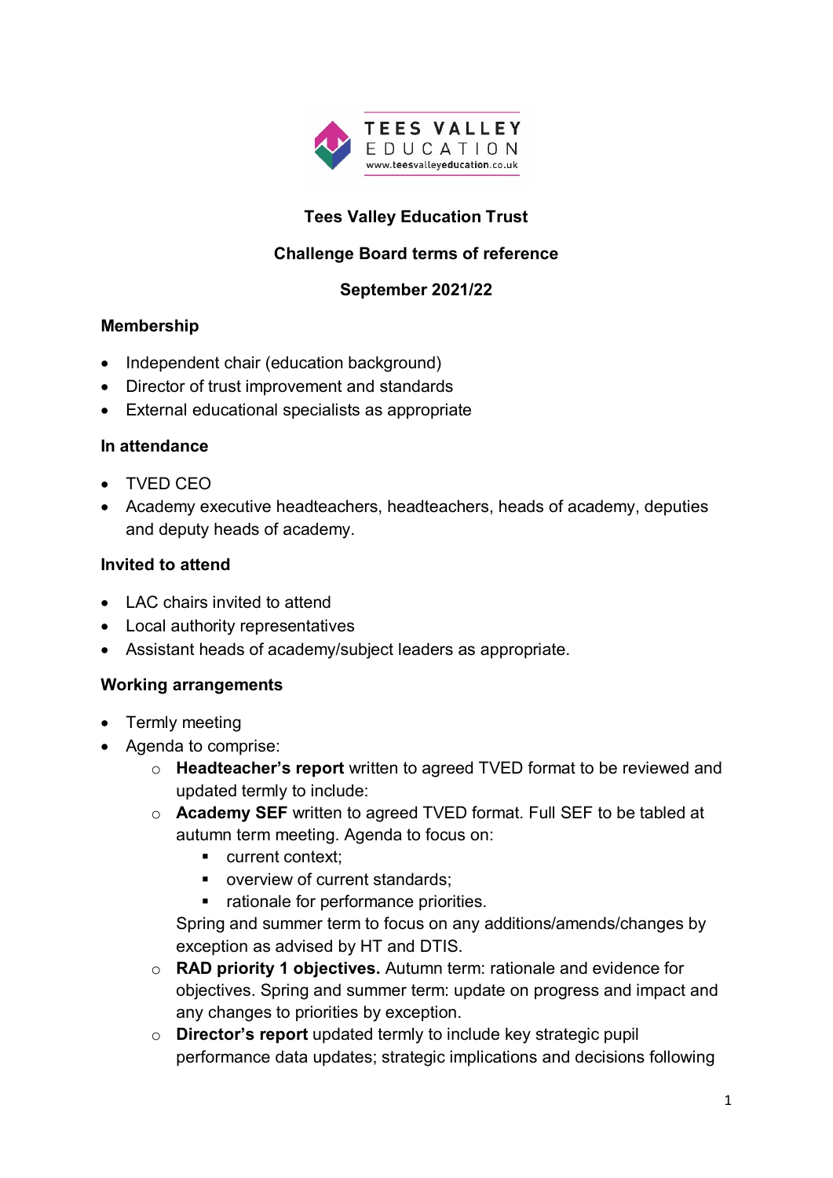**Tees Valley Education Trust**

**Challenge Board terms of reference**

**September 2021/22**

**Membership**

- Independent chair (education background)
- Director of trust improvement and standards
- External educational specialists as appropriate

**In attendance**

- TVED CEO
- Academy executive headteachers, headteachers, heads of academy, deputies and deputy heads of academy.

**Invited to attend**

- LAC chairs invited to attend
- Local authority representatives
- Assistant heads of academy/subject leaders as appropriate.

**Working arrangements**

- Termly meeting
- Agenda to comprise:
  - **Headteacher's report** written to agreed TVED format to be reviewed and updated termly to include:
  - **Academy SEF** written to agreed TVED format. Full SEF to be tabled at autumn term meeting. Agenda to focus on:
    - current context;
    - overview of current standards;
    - rationale for performance priorities.

    Spring and summer term to focus on any additions/amends/changes by exception as advised by HT and DTIS.
  - **RAD priority 1 objectives.** Autumn term: rationale and evidence for objectives. Spring and summer term: update on progress and impact and any changes to priorities by exception.
  - **Director's report** updated termly to include key strategic pupil performance data updates; strategic implications and decisions following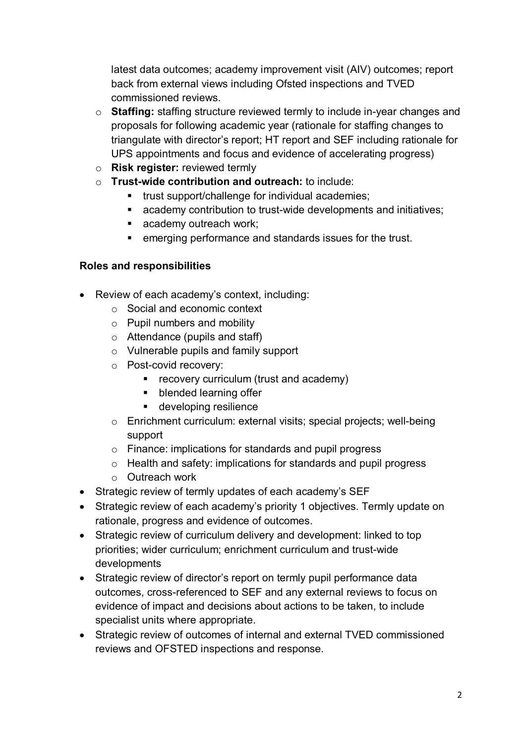latest data outcomes; academy improvement visit (AIV) outcomes; report back from external views including Ofsted inspections and TVED commissioned reviews.

- **Staffing:** staffing structure reviewed termly to include in-year changes and proposals for following academic year (rationale for staffing changes to triangulate with director's report; HT report and SEF including rationale for UPS appointments and focus and evidence of accelerating progress)
- **Risk register:** reviewed termly
- **Trust-wide contribution and outreach:** to include:
  - trust support/challenge for individual academies;
  - academy contribution to trust-wide developments and initiatives;
  - academy outreach work;
  - emerging performance and standards issues for the trust.

**Roles and responsibilities**

- Review of each academy's context, including:
  - Social and economic context
  - Pupil numbers and mobility
  - Attendance (pupils and staff)
  - Vulnerable pupils and family support
  - Post-covid recovery:
    - recovery curriculum (trust and academy)
    - blended learning offer
    - developing resilience
  - Enrichment curriculum: external visits; special projects; well-being support
  - Finance: implications for standards and pupil progress
  - Health and safety: implications for standards and pupil progress
  - Outreach work
- Strategic review of termly updates of each academy's SEF
- Strategic review of each academy's priority 1 objectives. Termly update on rationale, progress and evidence of outcomes.
- Strategic review of curriculum delivery and development: linked to top priorities; wider curriculum; enrichment curriculum and trust-wide developments
- Strategic review of director's report on termly pupil performance data outcomes, cross-referenced to SEF and any external reviews to focus on evidence of impact and decisions about actions to be taken, to include specialist units where appropriate.
- Strategic review of outcomes of internal and external TVED commissioned reviews and OFSTED inspections and response.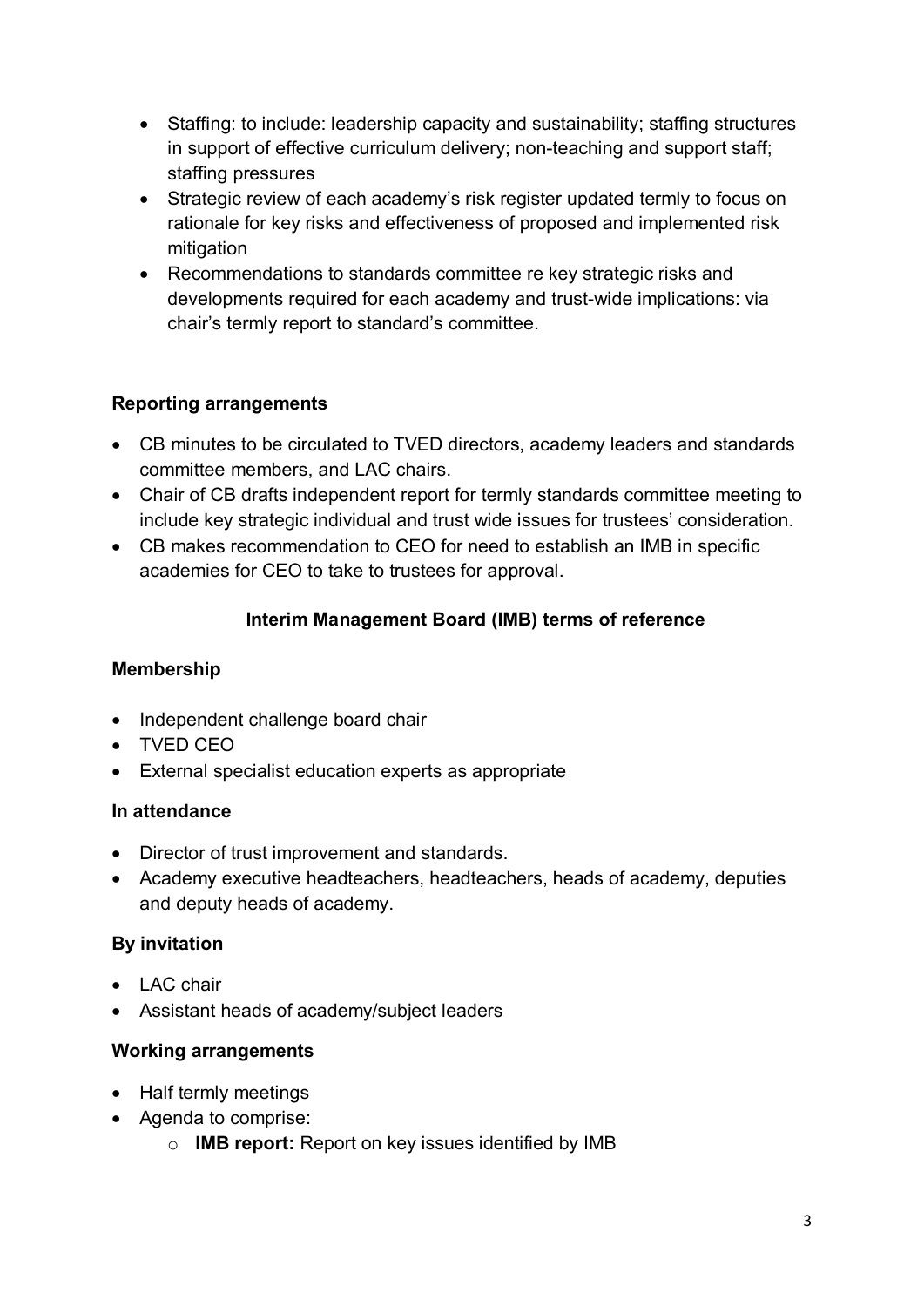- Staffing: to include: leadership capacity and sustainability; staffing structures in support of effective curriculum delivery; non-teaching and support staff; staffing pressures
- Strategic review of each academy's risk register updated termly to focus on rationale for key risks and effectiveness of proposed and implemented risk mitigation
- Recommendations to standards committee re key strategic risks and developments required for each academy and trust-wide implications: via chair's termly report to standard's committee.

**Reporting arrangements**

- CB minutes to be circulated to TVED directors, academy leaders and standards committee members, and LAC chairs.
- Chair of CB drafts independent report for termly standards committee meeting to include key strategic individual and trust wide issues for trustees' consideration.
- CB makes recommendation to CEO for need to establish an IMB in specific academies for CEO to take to trustees for approval.

## Interim Management Board (IMB) terms of reference

**Membership**

- Independent challenge board chair
- TVED CEO
- External specialist education experts as appropriate

**In attendance**

- Director of trust improvement and standards.
- Academy executive headteachers, headteachers, heads of academy, deputies and deputy heads of academy.

**By invitation**

- LAC chair
- Assistant heads of academy/subject leaders

**Working arrangements**

- Half termly meetings
- Agenda to comprise:
  - **IMB report:** Report on key issues identified by IMB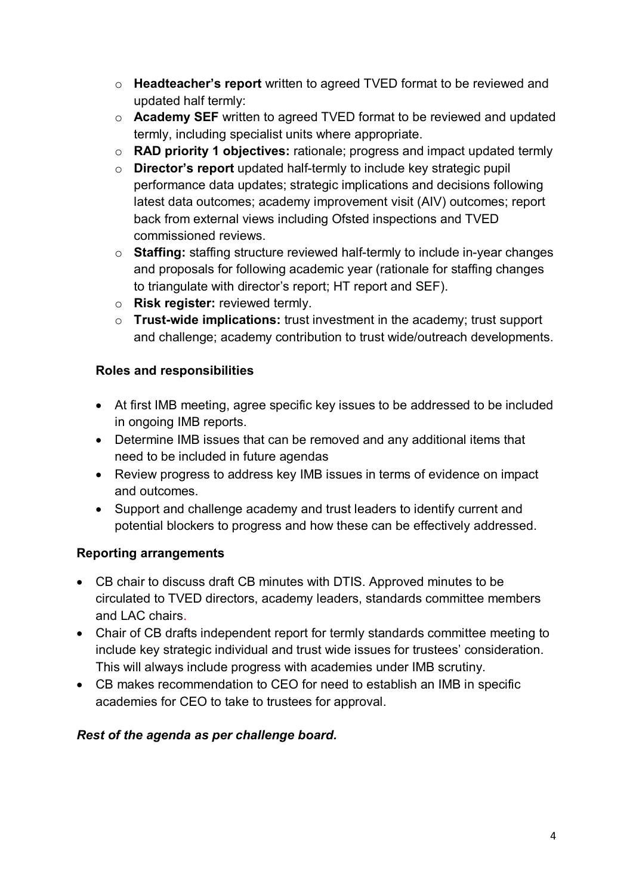- **Headteacher's report** written to agreed TVED format to be reviewed and updated half termly:
- **Academy SEF** written to agreed TVED format to be reviewed and updated termly, including specialist units where appropriate.
- **RAD priority 1 objectives:** rationale; progress and impact updated termly
- **Director's report** updated half-termly to include key strategic pupil performance data updates; strategic implications and decisions following latest data outcomes; academy improvement visit (AIV) outcomes; report back from external views including Ofsted inspections and TVED commissioned reviews.
- **Staffing:** staffing structure reviewed half-termly to include in-year changes and proposals for following academic year (rationale for staffing changes to triangulate with director's report; HT report and SEF).
- **Risk register:** reviewed termly.
- **Trust-wide implications:** trust investment in the academy; trust support and challenge; academy contribution to trust wide/outreach developments.

**Roles and responsibilities**

- At first IMB meeting, agree specific key issues to be addressed to be included in ongoing IMB reports.
- Determine IMB issues that can be removed and any additional items that need to be included in future agendas
- Review progress to address key IMB issues in terms of evidence on impact and outcomes.
- Support and challenge academy and trust leaders to identify current and potential blockers to progress and how these can be effectively addressed.

**Reporting arrangements**

- CB chair to discuss draft CB minutes with DTIS. Approved minutes to be circulated to TVED directors, academy leaders, standards committee members and LAC chairs.
- Chair of CB drafts independent report for termly standards committee meeting to include key strategic individual and trust wide issues for trustees' consideration. This will always include progress with academies under IMB scrutiny.
- CB makes recommendation to CEO for need to establish an IMB in specific academies for CEO to take to trustees for approval.

***Rest of the agenda as per challenge board.***